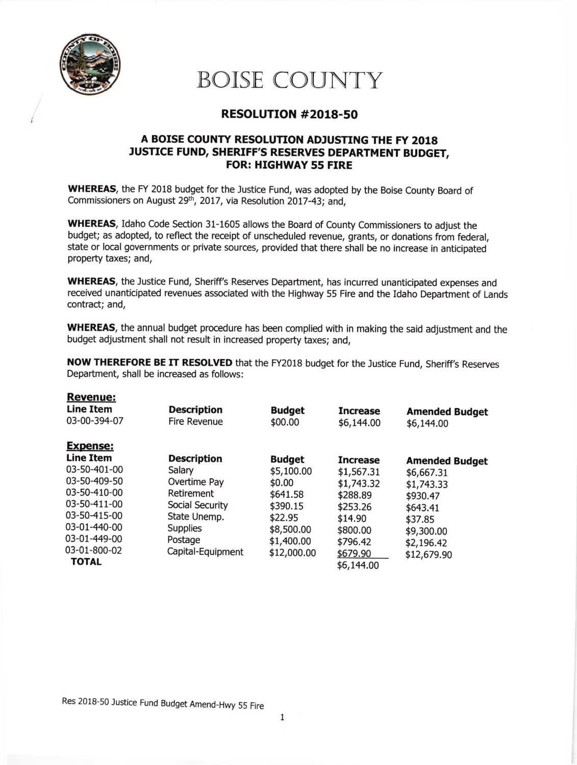# BOISE COUNTY

## RESOLUTION #2018-50

### A BOISE COUNTY RESOLUTION ADJUSTING THE FY 2018 JUSTICE FUND, SHERIFF'S RESERVES DEPARTMENT BUDGET, FOR: HIGHWAY 55 FIRE

**WHEREAS**, the FY 2018 budget for the Justice Fund, was adopted by the Boise County Board of Commissioners on August 29th, 2017, via Resolution 2017-43; and,

**WHEREAS**, Idaho Code Section 31-1605 allows the Board of County Commissioners to adjust the budget; as adopted, to reflect the receipt of unscheduled revenue, grants, or donations from federal, state or local governments or private sources, provided that there shall be no increase in anticipated property taxes; and,

**WHEREAS**, the Justice Fund, Sheriff's Reserves Department, has incurred unanticipated expenses and received unanticipated revenues associated with the Highway 55 Fire and the Idaho Department of Lands contract; and,

**WHEREAS**, the annual budget procedure has been complied with in making the said adjustment and the budget adjustment shall not result in increased property taxes; and,

**NOW THEREFORE BE IT RESOLVED** that the FY2018 budget for the Justice Fund, Sheriff's Reserves Department, shall be increased as follows:

**Revenue:**

| Line Item | Description | Budget | Increase | Amended Budget |
|---|---|---|---|---|
| 03-00-394-07 | Fire Revenue | $00.00 | $6,144.00 | $6,144.00 |

**Expense:**

| Line Item | Description | Budget | Increase | Amended Budget |
|---|---|---|---|---|
| 03-50-401-00 | Salary | $5,100.00 | $1,567.31 | $6,667.31 |
| 03-50-409-50 | Overtime Pay | $0.00 | $1,743.32 | $1,743.33 |
| 03-50-410-00 | Retirement | $641.58 | $288.89 | $930.47 |
| 03-50-411-00 | Social Security | $390.15 | $253.26 | $643.41 |
| 03-50-415-00 | State Unemp. | $22.95 | $14.90 | $37.85 |
| 03-01-440-00 | Supplies | $8,500.00 | $800.00 | $9,300.00 |
| 03-01-449-00 | Postage | $1,400.00 | $796.42 | $2,196.42 |
| 03-01-800-02 | Capital-Equipment | $12,000.00 | $679.90 | $12,679.90 |
| **TOTAL** | | | $6,144.00 | |

Res 2018-50 Justice Fund Budget Amend-Hwy 55 Fire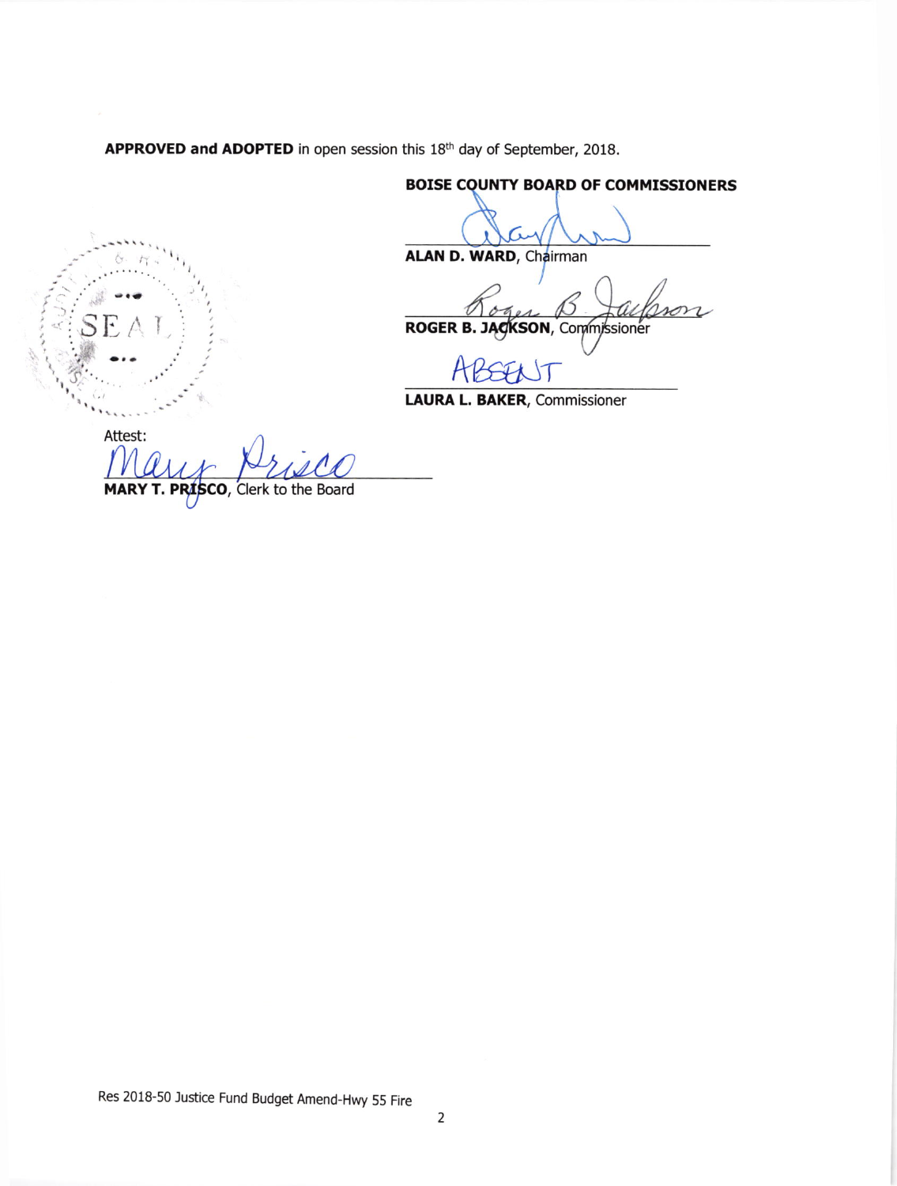**APPROVED and ADOPTED** in open session this 18th day of September, 2018.

**BOISE COUNTY BOARD OF COMMISSIONERS**

**ALAN D. WARD**, Chairman

**ROGER B. JACKSON**, Commissioner

ABSENT

**LAURA L. BAKER**, Commissioner

SEAL

Attest:

**MARY T. PRISCO**, Clerk to the Board

Res 2018-50 Justice Fund Budget Amend-Hwy 55 Fire